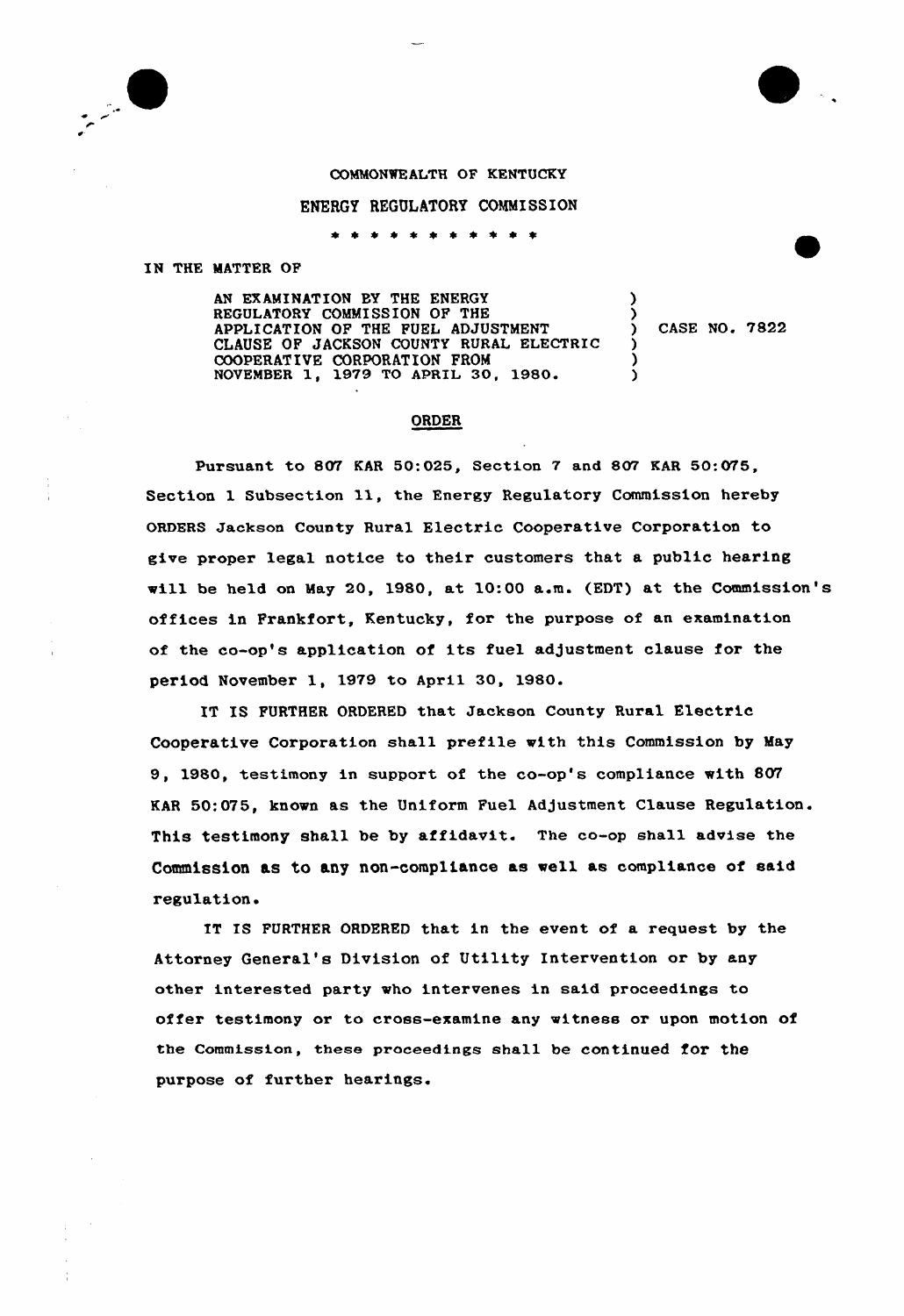COMMONWEALTH OF KENTUCKY

ENERGY REGULATORY COMMISSION

\* \* \* \* \* \* \* \* \* \* \*

IN THE MATTER OF

AN EXAMINATION BY THE ENERGY REGULATORY COMMISSION OF THE APPLICATION OF THE FUEL ADJUSTMENT CLAUSE OF JACKSON COUNTY RURAL ELECTRIC COOPERATIVE CORPORATION FROM NOVEMBER 1, 1979 TO APRIL 30, 1980. ) CASE NO. 7822

## ORDER

Pursuant to 807 KAR 50:025, Section 7 and 807 KAR 50:075, Section 1 Subsection 11, the Energy Regulatory Commission hereby ORDERS Jackson County Rural Electric Cooperative Corporation to give proper legal notice to their customers that a public hearing will be held on May 20, 1980, at 10:00 a.m. (EDT) at the Commission's offices in Frankfort, Kentucky, for the purpose of an examination of the co-op's application of its fuel adjustment clause for the period November 1, 1979 to April 30, 1980.

IT IS FURTHER ORDERED that Jackson County Rural Electric Cooperative Corporation shall prefile with this Commission by May 9, 1980, testimony in support of the co-op's compliance with 807 KAR 50:075, known as the Uniform Fuel Adjustment Clause Regulation. This testimony shall be by affidavit. The co-op shall advise the Commission as to any non-compliance as well as compliance of said regulation.

IT IS FURTHER ORDERED that in the event of a request by the Attorney General's Division of Utility Intervention or by any other interested party who intervenes in said proceedings to offer testimony or to cross-examine any witness or upon motion of the Commission, these proceedings shall be continued for the purpose of further hearings.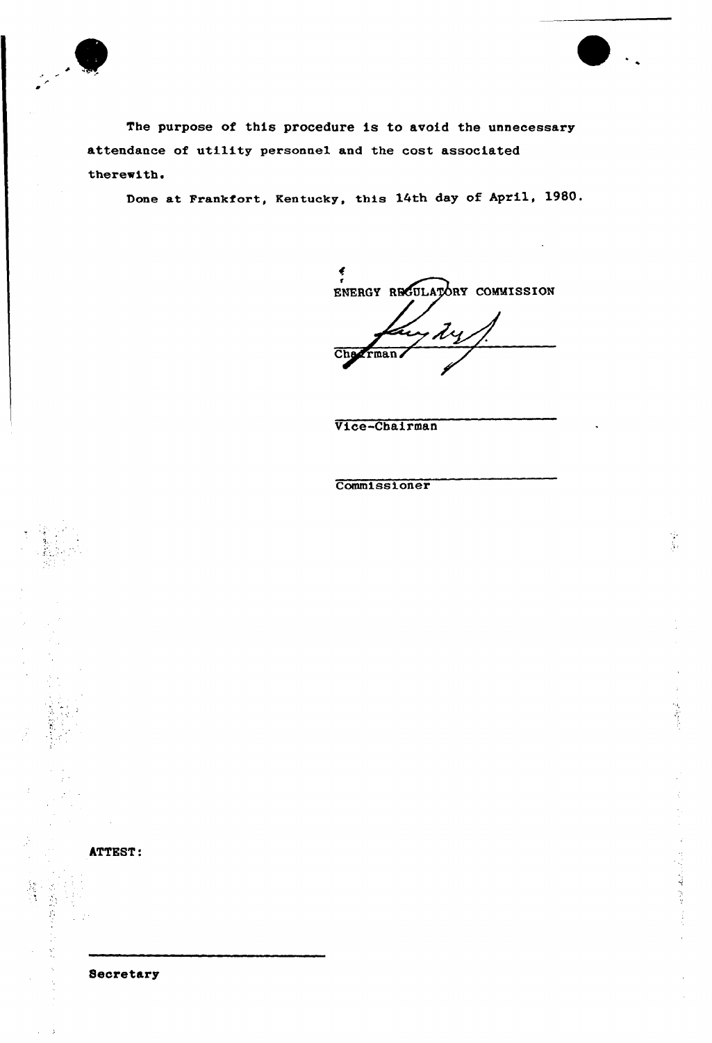The purpose of this procedure is to avoid the unnecessary attendance of utility personnel and the cost associated therewith.

Done at Frankfort, Kentucky, this 14th day of April, 1980.

ENERGY REGULATORY COMMISSION

Chairman

Vice-Chairman

Commissioner

ATTEST:

Secretary